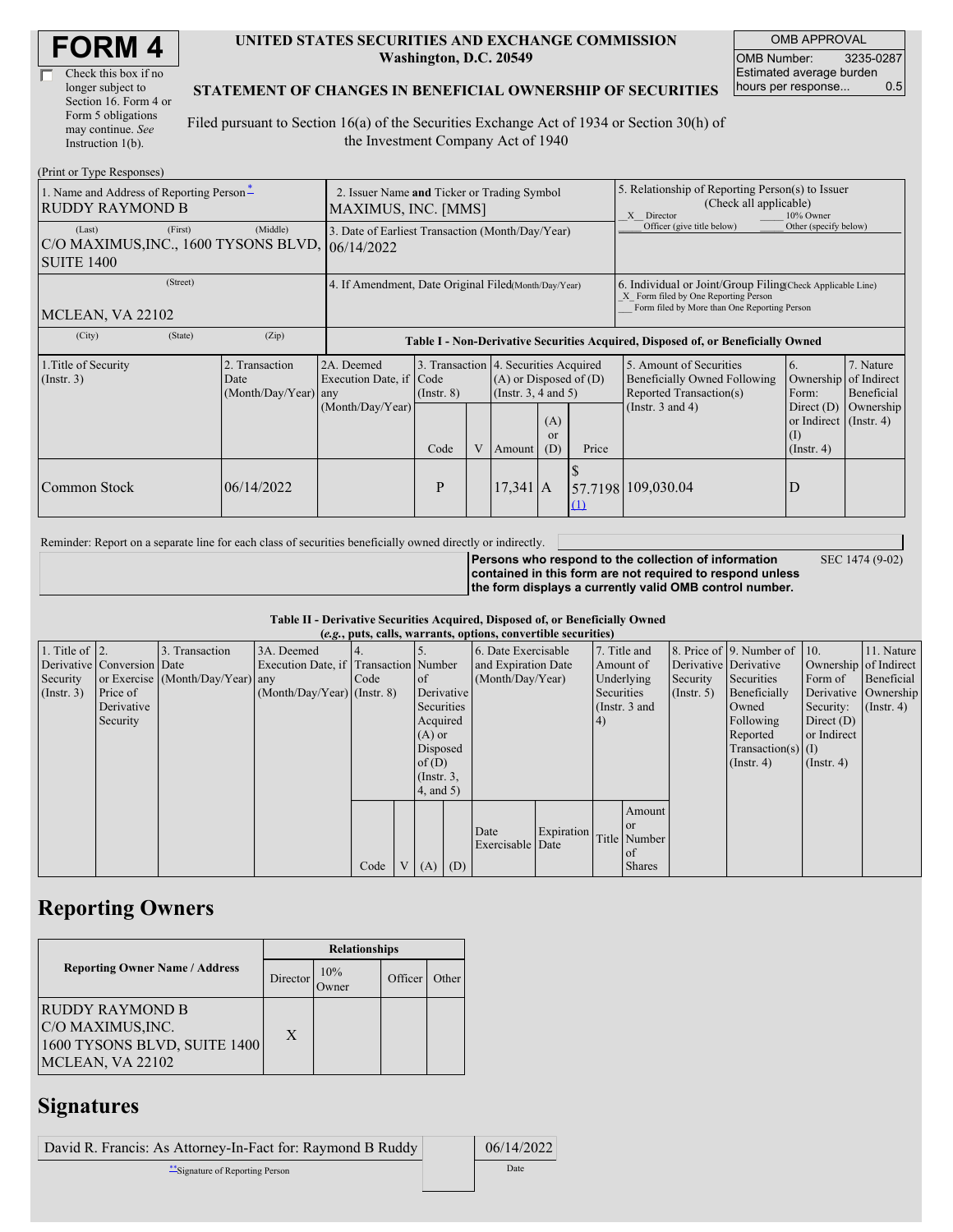# FORM 4

☐ Check this box if no longer subject to Section 16. Form 4 or Form 5 obligations may continue. *See* Instruction 1(b).

**UNITED STATES SECURITIES AND EXCHANGE COMMISSION**
**Washington, D.C. 20549**

**STATEMENT OF CHANGES IN BENEFICIAL OWNERSHIP OF SECURITIES**

Filed pursuant to Section 16(a) of the Securities Exchange Act of 1934 or Section 30(h) of the Investment Company Act of 1940

| OMB APPROVAL | |
|---|---|
| OMB Number: | 3235-0287 |
| Estimated average burden hours per response... | 0.5 |

(Print or Type Responses)

| 1. Name and Address of Reporting Person* | 2. Issuer Name and Ticker or Trading Symbol | 5. Relationship of Reporting Person(s) to Issuer (Check all applicable) |
|---|---|---|
| RUDDY RAYMOND B | MAXIMUS, INC. [MMS] | _X_ Director ___ 10% Owner ___ Officer (give title below) ___ Other (specify below) |
| (Last) (First) (Middle) C/O MAXIMUS,INC., 1600 TYSONS BLVD, SUITE 1400 | 3. Date of Earliest Transaction (Month/Day/Year) 06/14/2022 | |
| (Street) MCLEAN, VA 22102 | 4. If Amendment, Date Original Filed (Month/Day/Year) | 6. Individual or Joint/Group Filing (Check Applicable Line) _X_ Form filed by One Reporting Person ___ Form filed by More than One Reporting Person |
| (City) (State) (Zip) | | |

**Table I - Non-Derivative Securities Acquired, Disposed of, or Beneficially Owned**

| 1.Title of Security (Instr. 3) | 2. Transaction Date (Month/Day/Year) | 2A. Deemed Execution Date, if any (Month/Day/Year) | 3. Transaction Code (Instr. 8) | | 4. Securities Acquired (A) or Disposed of (D) (Instr. 3, 4 and 5) | | | 5. Amount of Securities Beneficially Owned Following Reported Transaction(s) (Instr. 3 and 4) | 6. Ownership Form: Direct (D) or Indirect (I) (Instr. 4) | 7. Nature of Indirect Beneficial Ownership (Instr. 4) |
|---|---|---|---|---|---|---|---|---|---|---|
| | | | Code | V | Amount | (A) or (D) | Price | | | |
| Common Stock | 06/14/2022 | | P | | 17,341 | A | $ 57.7198 (1) | 109,030.04 | D | |

Reminder: Report on a separate line for each class of securities beneficially owned directly or indirectly.

**Persons who respond to the collection of information contained in this form are not required to respond unless the form displays a currently valid OMB control number.** SEC 1474 (9-02)

**Table II - Derivative Securities Acquired, Disposed of, or Beneficially Owned**
***(e.g., puts, calls, warrants, options, convertible securities)***

| 1. Title of Derivative Security (Instr. 3) | 2. Conversion or Exercise Price of Derivative Security | 3. Transaction Date (Month/Day/Year) | 3A. Deemed Execution Date, if any (Month/Day/Year) | 4. Transaction Code (Instr. 8) | | 5. Number of Derivative Securities Acquired (A) or Disposed of (D) (Instr. 3, 4, and 5) | | 6. Date Exercisable and Expiration Date (Month/Day/Year) | | 7. Title and Amount of Underlying Securities (Instr. 3 and 4) | | 8. Price of Derivative Security (Instr. 5) | 9. Number of Derivative Securities Beneficially Owned Following Reported Transaction(s) (Instr. 4) | 10. Ownership Form of Derivative Security: Direct (D) or Indirect (I) (Instr. 4) | 11. Nature of Indirect Beneficial Ownership (Instr. 4) |
|---|---|---|---|---|---|---|---|---|---|---|---|---|---|---|---|
| | | | | Code | V | (A) | (D) | Date Exercisable | Expiration Date | Title | Amount or Number of Shares | | | | |

## Reporting Owners

| Reporting Owner Name / Address | Relationships | | | |
|---|---|---|---|---|
| | Director | 10% Owner | Officer | Other |
| RUDDY RAYMOND B<br>C/O MAXIMUS,INC.<br>1600 TYSONS BLVD, SUITE 1400<br>MCLEAN, VA 22102 | X | | | |

## Signatures

| David R. Francis: As Attorney-In-Fact for: Raymond B Ruddy | 06/14/2022 |
|---|---|
| **Signature of Reporting Person | Date |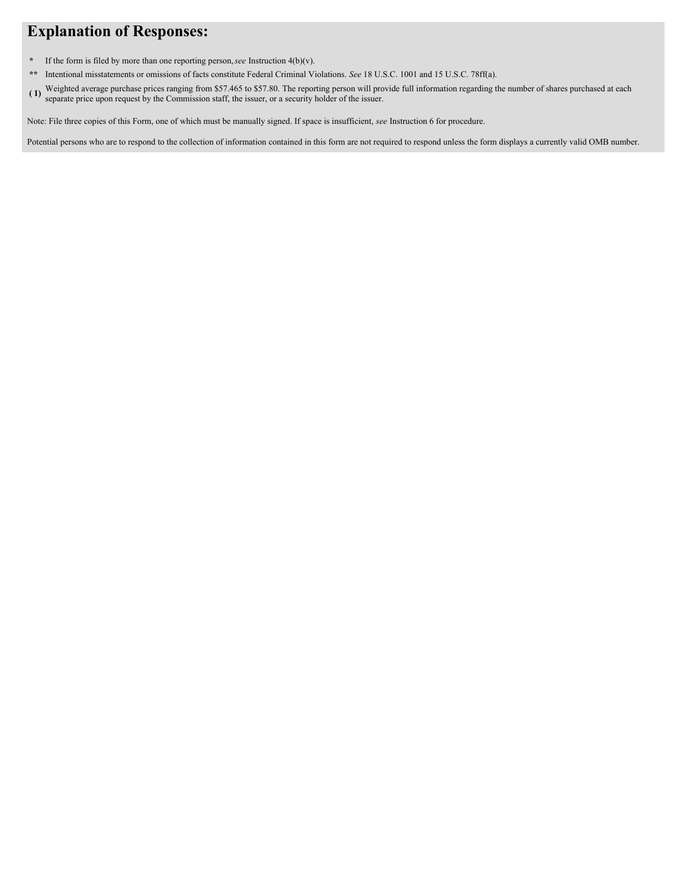# Explanation of Responses:

* If the form is filed by more than one reporting person, *see* Instruction 4(b)(v).

** Intentional misstatements or omissions of facts constitute Federal Criminal Violations. *See* 18 U.S.C. 1001 and 15 U.S.C. 78ff(a).

**( 1)** Weighted average purchase prices ranging from $57.465 to $57.80. The reporting person will provide full information regarding the number of shares purchased at each separate price upon request by the Commission staff, the issuer, or a security holder of the issuer.

Note: File three copies of this Form, one of which must be manually signed. If space is insufficient, *see* Instruction 6 for procedure.

Potential persons who are to respond to the collection of information contained in this form are not required to respond unless the form displays a currently valid OMB number.